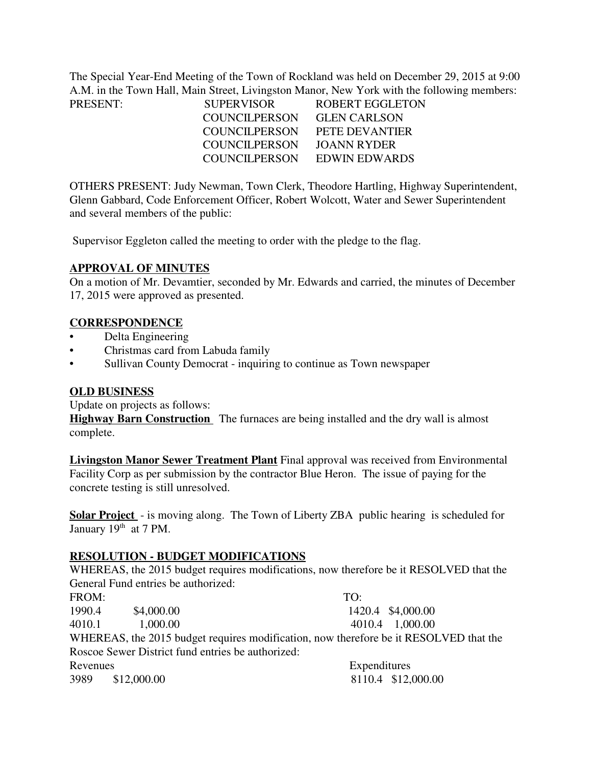The Special Year-End Meeting of the Town of Rockland was held on December 29, 2015 at 9:00 A.M. in the Town Hall, Main Street, Livingston Manor, New York with the following members:

| PRESENT: | SUPERVISOR | ROBERT EGGLETON |
|---|---|---|
| | COUNCILPERSON | GLEN CARLSON |
| | COUNCILPERSON | PETE DEVANTIER |
| | COUNCILPERSON | JOANN RYDER |
| | COUNCILPERSON | EDWIN EDWARDS |

OTHERS PRESENT: Judy Newman, Town Clerk, Theodore Hartling, Highway Superintendent, Glenn Gabbard, Code Enforcement Officer, Robert Wolcott, Water and Sewer Superintendent and several members of the public:

Supervisor Eggleton called the meeting to order with the pledge to the flag.

**APPROVAL OF MINUTES**

On a motion of Mr. Devamtier, seconded by Mr. Edwards and carried, the minutes of December 17, 2015 were approved as presented.

**CORRESPONDENCE**

- Delta Engineering
- Christmas card from Labuda family
- Sullivan County Democrat - inquiring to continue as Town newspaper

**OLD BUSINESS**

Update on projects as follows:

**Highway Barn Construction** The furnaces are being installed and the dry wall is almost complete.

**Livingston Manor Sewer Treatment Plant** Final approval was received from Environmental Facility Corp as per submission by the contractor Blue Heron. The issue of paying for the concrete testing is still unresolved.

**Solar Project** - is moving along. The Town of Liberty ZBA public hearing is scheduled for January 19th at 7 PM.

**RESOLUTION - BUDGET MODIFICATIONS**

WHEREAS, the 2015 budget requires modifications, now therefore be it RESOLVED that the General Fund entries be authorized:

| FROM: | | TO: | |
|---|---|---|---|
| 1990.4 | $4,000.00 | 1420.4 | $4,000.00 |
| 4010.1 | 1,000.00 | 4010.4 | 1,000.00 |

WHEREAS, the 2015 budget requires modification, now therefore be it RESOLVED that the Roscoe Sewer District fund entries be authorized:

| Revenues | | Expenditures | |
|---|---|---|---|
| 3989 | $12,000.00 | 8110.4 | $12,000.00 |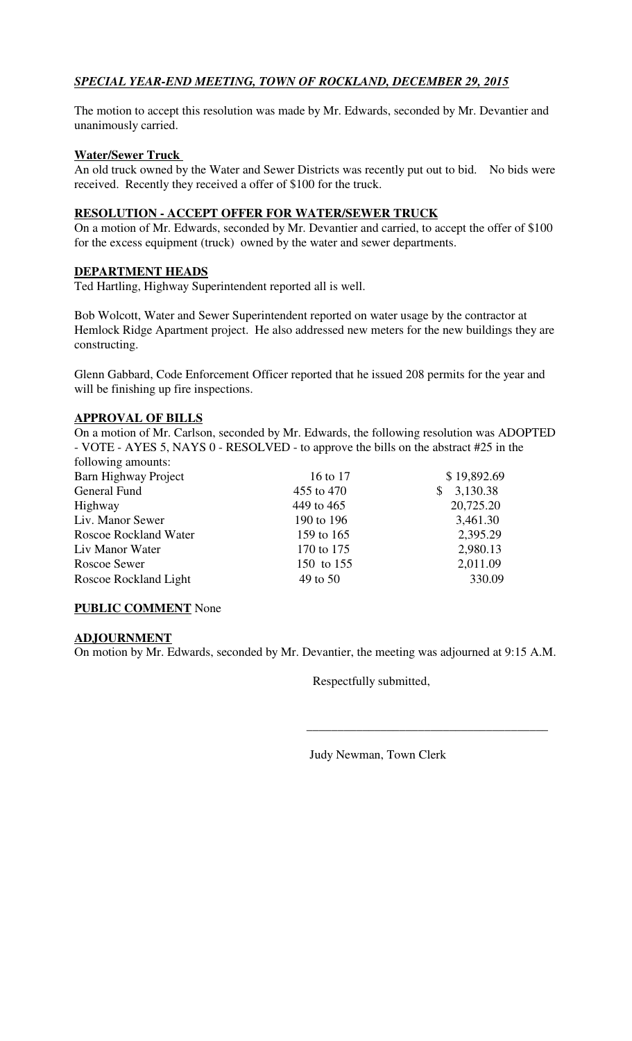***SPECIAL YEAR-END MEETING, TOWN OF ROCKLAND, DECEMBER 29, 2015***

The motion to accept this resolution was made by Mr. Edwards, seconded by Mr. Devantier and unanimously carried.

**Water/Sewer Truck**

An old truck owned by the Water and Sewer Districts was recently put out to bid. No bids were received. Recently they received a offer of $100 for the truck.

**RESOLUTION - ACCEPT OFFER FOR WATER/SEWER TRUCK**

On a motion of Mr. Edwards, seconded by Mr. Devantier and carried, to accept the offer of $100 for the excess equipment (truck) owned by the water and sewer departments.

**DEPARTMENT HEADS**

Ted Hartling, Highway Superintendent reported all is well.

Bob Wolcott, Water and Sewer Superintendent reported on water usage by the contractor at Hemlock Ridge Apartment project. He also addressed new meters for the new buildings they are constructing.

Glenn Gabbard, Code Enforcement Officer reported that he issued 208 permits for the year and will be finishing up fire inspections.

**APPROVAL OF BILLS**

On a motion of Mr. Carlson, seconded by Mr. Edwards, the following resolution was ADOPTED - VOTE - AYES 5, NAYS 0 - RESOLVED - to approve the bills on the abstract #25 in the following amounts:

| | | |
|---|---|---|
| Barn Highway Project | 16 to 17 | $ 19,892.69 |
| General Fund | 455 to 470 | $ 3,130.38 |
| Highway | 449 to 465 | 20,725.20 |
| Liv. Manor Sewer | 190 to 196 | 3,461.30 |
| Roscoe Rockland Water | 159 to 165 | 2,395.29 |
| Liv Manor Water | 170 to 175 | 2,980.13 |
| Roscoe Sewer | 150 to 155 | 2,011.09 |
| Roscoe Rockland Light | 49 to 50 | 330.09 |

**PUBLIC COMMENT** None

**ADJOURNMENT**

On motion by Mr. Edwards, seconded by Mr. Devantier, the meeting was adjourned at 9:15 A.M.

Respectfully submitted,

\_\_\_\_\_\_\_\_\_\_\_\_\_\_\_\_\_\_\_\_\_\_\_\_\_\_\_\_\_\_\_\_\_\_\_\_\_\_\_\_

Judy Newman, Town Clerk